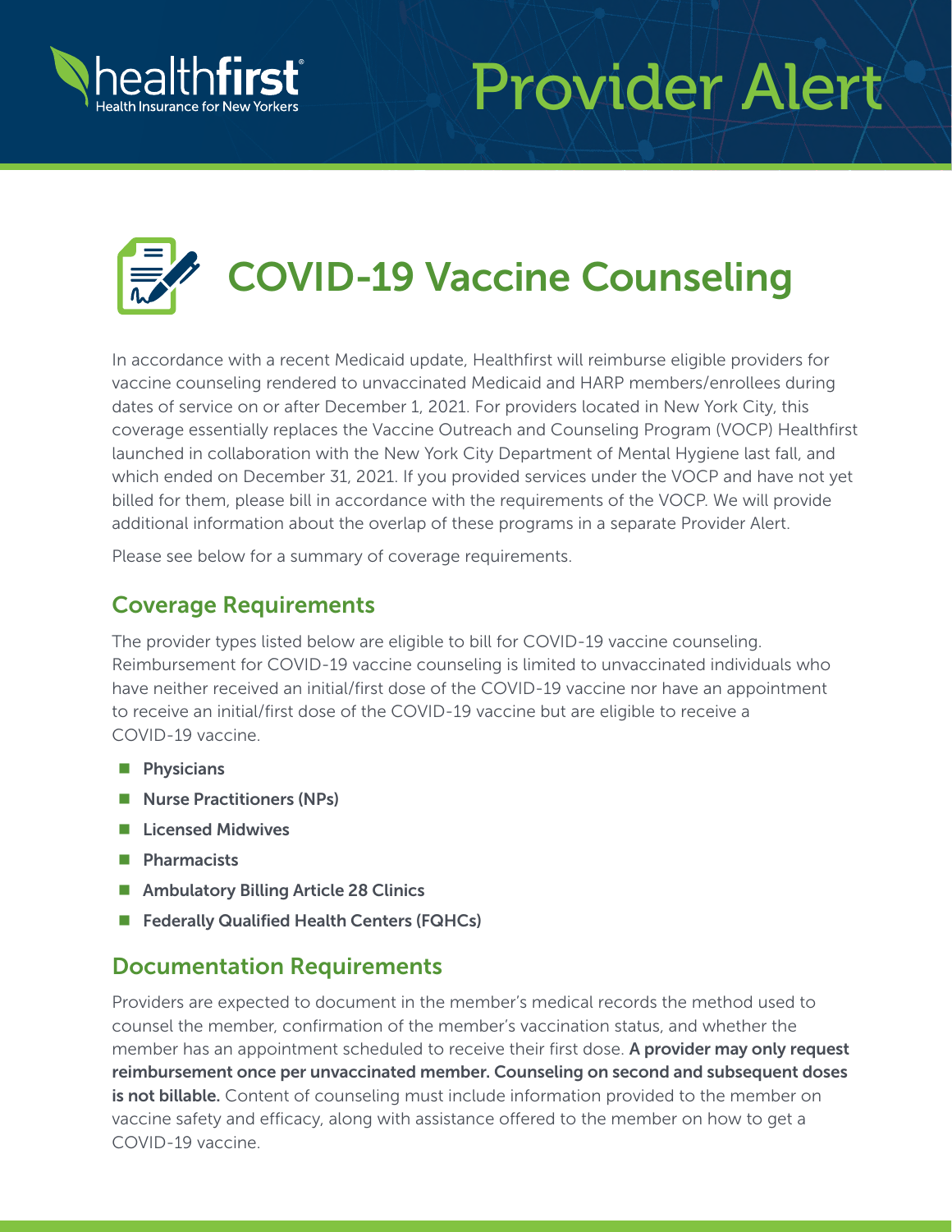healthfirst
Health Insurance for New Yorkers

# Provider Alert

## COVID-19 Vaccine Counseling

In accordance with a recent Medicaid update, Healthfirst will reimburse eligible providers for vaccine counseling rendered to unvaccinated Medicaid and HARP members/enrollees during dates of service on or after December 1, 2021. For providers located in New York City, this coverage essentially replaces the Vaccine Outreach and Counseling Program (VOCP) Healthfirst launched in collaboration with the New York City Department of Mental Hygiene last fall, and which ended on December 31, 2021. If you provided services under the VOCP and have not yet billed for them, please bill in accordance with the requirements of the VOCP. We will provide additional information about the overlap of these programs in a separate Provider Alert.

Please see below for a summary of coverage requirements.

### Coverage Requirements

The provider types listed below are eligible to bill for COVID-19 vaccine counseling. Reimbursement for COVID-19 vaccine counseling is limited to unvaccinated individuals who have neither received an initial/first dose of the COVID-19 vaccine nor have an appointment to receive an initial/first dose of the COVID-19 vaccine but are eligible to receive a COVID-19 vaccine.

- **Physicians**
- **Nurse Practitioners (NPs)**
- **Licensed Midwives**
- **Pharmacists**
- **Ambulatory Billing Article 28 Clinics**
- **Federally Qualified Health Centers (FQHCs)**

### Documentation Requirements

Providers are expected to document in the member's medical records the method used to counsel the member, confirmation of the member's vaccination status, and whether the member has an appointment scheduled to receive their first dose. **A provider may only request reimbursement once per unvaccinated member. Counseling on second and subsequent doses is not billable.** Content of counseling must include information provided to the member on vaccine safety and efficacy, along with assistance offered to the member on how to get a COVID-19 vaccine.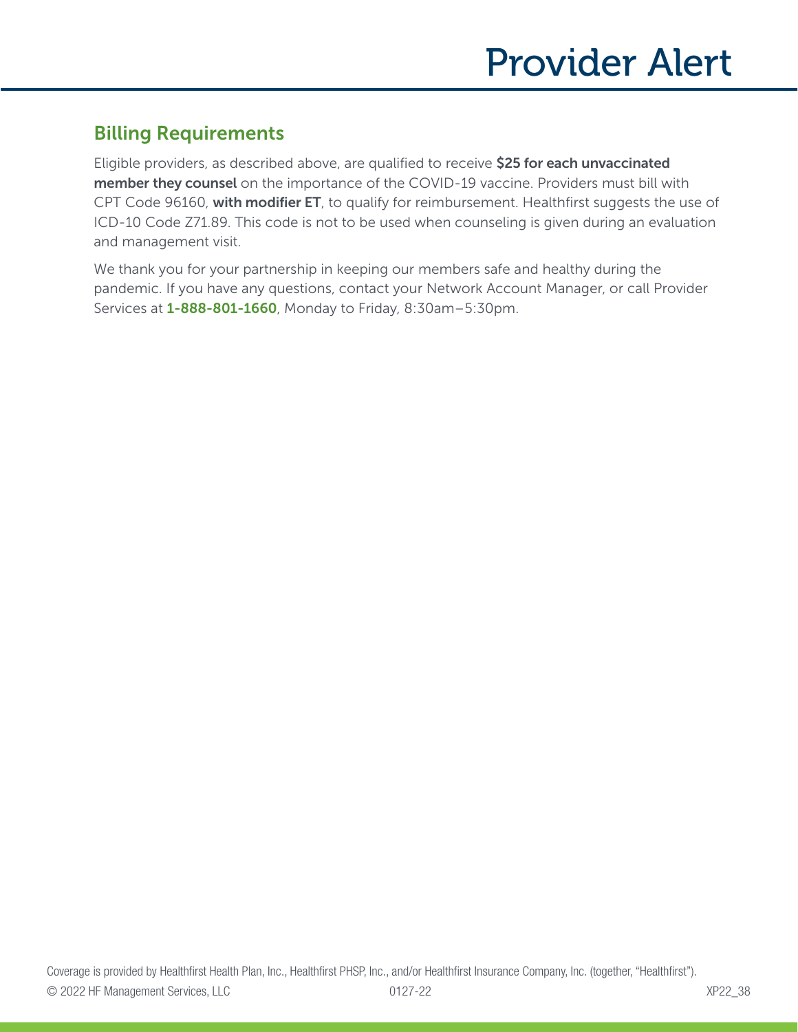## Billing Requirements

Eligible providers, as described above, are qualified to receive **$25 for each unvaccinated member they counsel** on the importance of the COVID-19 vaccine. Providers must bill with CPT Code 96160, **with modifier ET**, to qualify for reimbursement. Healthfirst suggests the use of ICD-10 Code Z71.89. This code is not to be used when counseling is given during an evaluation and management visit.

We thank you for your partnership in keeping our members safe and healthy during the pandemic. If you have any questions, contact your Network Account Manager, or call Provider Services at **1-888-801-1660**, Monday to Friday, 8:30am–5:30pm.

Coverage is provided by Healthfirst Health Plan, Inc., Healthfirst PHSP, Inc., and/or Healthfirst Insurance Company, Inc. (together, "Healthfirst").

© 2022 HF Management Services, LLC 0127-22 XP22_38